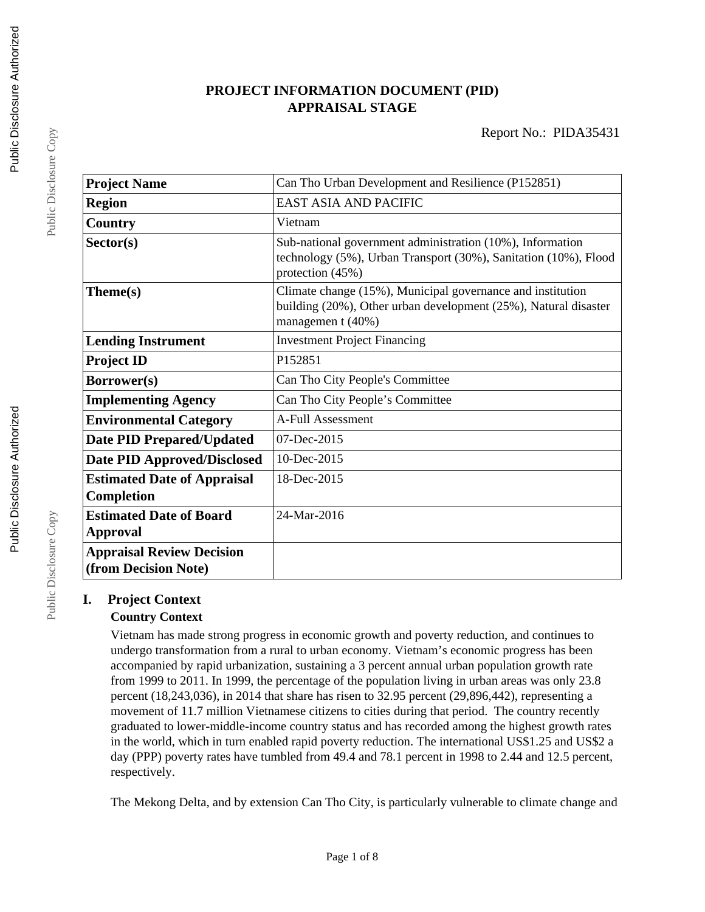# PROJECT INFORMATION DOCUMENT (PID)
# APPRAISAL STAGE

Report No.: PIDA35431

| **Project Name** | Can Tho Urban Development and Resilience (P152851) |
|---|---|
| **Region** | EAST ASIA AND PACIFIC |
| **Country** | Vietnam |
| **Sector(s)** | Sub-national government administration (10%), Information technology (5%), Urban Transport (30%), Sanitation (10%), Flood protection (45%) |
| **Theme(s)** | Climate change (15%), Municipal governance and institution building (20%), Other urban development (25%), Natural disaster managemen t (40%) |
| **Lending Instrument** | Investment Project Financing |
| **Project ID** | P152851 |
| **Borrower(s)** | Can Tho City People's Committee |
| **Implementing Agency** | Can Tho City People's Committee |
| **Environmental Category** | A-Full Assessment |
| **Date PID Prepared/Updated** | 07-Dec-2015 |
| **Date PID Approved/Disclosed** | 10-Dec-2015 |
| **Estimated Date of Appraisal Completion** | 18-Dec-2015 |
| **Estimated Date of Board Approval** | 24-Mar-2016 |
| **Appraisal Review Decision (from Decision Note)** | |

## I. Project Context

### Country Context

Vietnam has made strong progress in economic growth and poverty reduction, and continues to undergo transformation from a rural to urban economy. Vietnam's economic progress has been accompanied by rapid urbanization, sustaining a 3 percent annual urban population growth rate from 1999 to 2011. In 1999, the percentage of the population living in urban areas was only 23.8 percent (18,243,036), in 2014 that share has risen to 32.95 percent (29,896,442), representing a movement of 11.7 million Vietnamese citizens to cities during that period. The country recently graduated to lower-middle-income country status and has recorded among the highest growth rates in the world, which in turn enabled rapid poverty reduction. The international US$1.25 and US$2 a day (PPP) poverty rates have tumbled from 49.4 and 78.1 percent in 1998 to 2.44 and 12.5 percent, respectively.

The Mekong Delta, and by extension Can Tho City, is particularly vulnerable to climate change and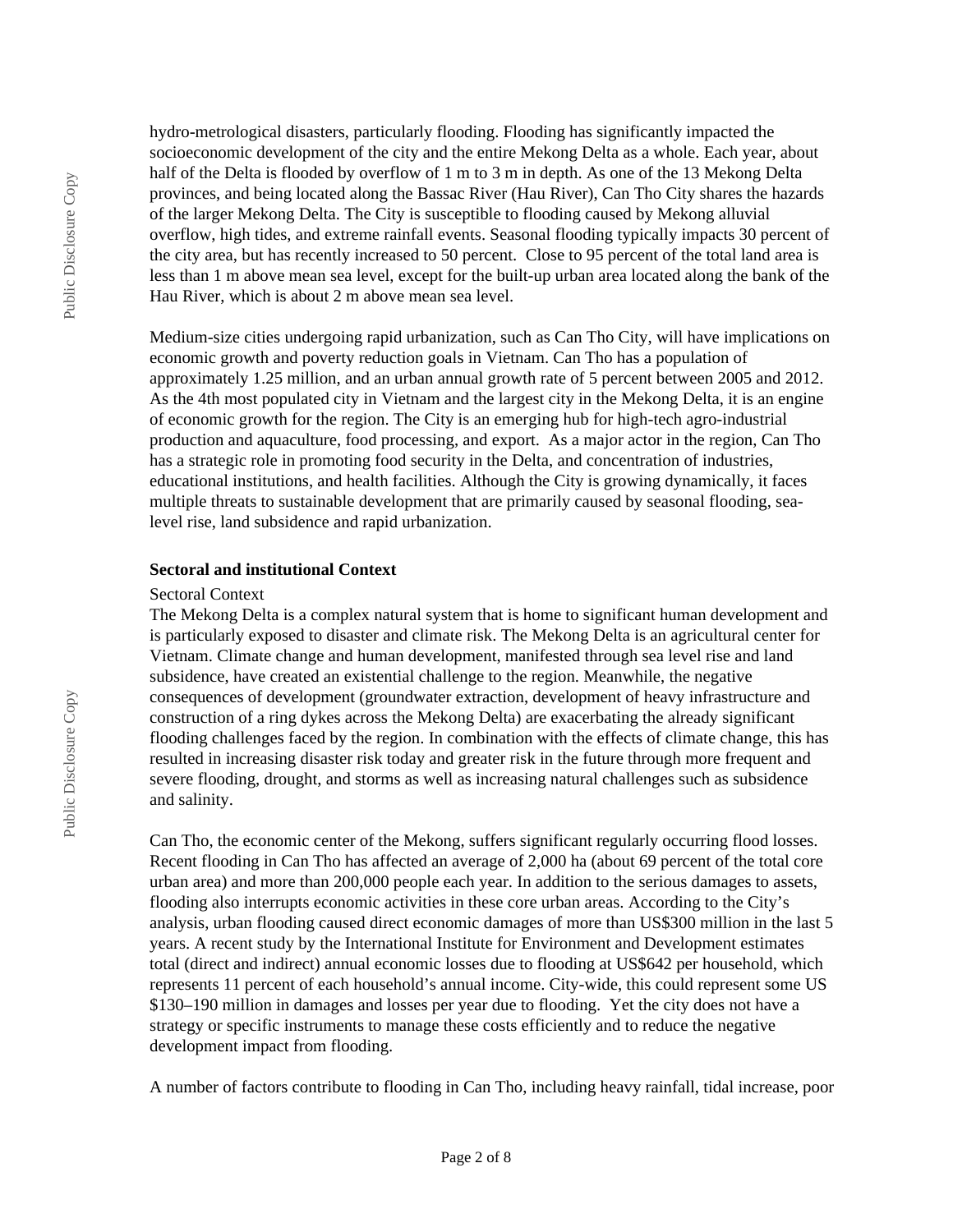hydro-metrological disasters, particularly flooding. Flooding has significantly impacted the socioeconomic development of the city and the entire Mekong Delta as a whole. Each year, about half of the Delta is flooded by overflow of 1 m to 3 m in depth. As one of the 13 Mekong Delta provinces, and being located along the Bassac River (Hau River), Can Tho City shares the hazards of the larger Mekong Delta. The City is susceptible to flooding caused by Mekong alluvial overflow, high tides, and extreme rainfall events. Seasonal flooding typically impacts 30 percent of the city area, but has recently increased to 50 percent. Close to 95 percent of the total land area is less than 1 m above mean sea level, except for the built-up urban area located along the bank of the Hau River, which is about 2 m above mean sea level.

Medium-size cities undergoing rapid urbanization, such as Can Tho City, will have implications on economic growth and poverty reduction goals in Vietnam. Can Tho has a population of approximately 1.25 million, and an urban annual growth rate of 5 percent between 2005 and 2012. As the 4th most populated city in Vietnam and the largest city in the Mekong Delta, it is an engine of economic growth for the region. The City is an emerging hub for high-tech agro-industrial production and aquaculture, food processing, and export. As a major actor in the region, Can Tho has a strategic role in promoting food security in the Delta, and concentration of industries, educational institutions, and health facilities. Although the City is growing dynamically, it faces multiple threats to sustainable development that are primarily caused by seasonal flooding, sea-level rise, land subsidence and rapid urbanization.

**Sectoral and institutional Context**

Sectoral Context

The Mekong Delta is a complex natural system that is home to significant human development and is particularly exposed to disaster and climate risk. The Mekong Delta is an agricultural center for Vietnam. Climate change and human development, manifested through sea level rise and land subsidence, have created an existential challenge to the region. Meanwhile, the negative consequences of development (groundwater extraction, development of heavy infrastructure and construction of a ring dykes across the Mekong Delta) are exacerbating the already significant flooding challenges faced by the region. In combination with the effects of climate change, this has resulted in increasing disaster risk today and greater risk in the future through more frequent and severe flooding, drought, and storms as well as increasing natural challenges such as subsidence and salinity.

Can Tho, the economic center of the Mekong, suffers significant regularly occurring flood losses. Recent flooding in Can Tho has affected an average of 2,000 ha (about 69 percent of the total core urban area) and more than 200,000 people each year. In addition to the serious damages to assets, flooding also interrupts economic activities in these core urban areas. According to the City's analysis, urban flooding caused direct economic damages of more than US$300 million in the last 5 years. A recent study by the International Institute for Environment and Development estimates total (direct and indirect) annual economic losses due to flooding at US$642 per household, which represents 11 percent of each household's annual income. City-wide, this could represent some US $130–190 million in damages and losses per year due to flooding. Yet the city does not have a strategy or specific instruments to manage these costs efficiently and to reduce the negative development impact from flooding.

A number of factors contribute to flooding in Can Tho, including heavy rainfall, tidal increase, poor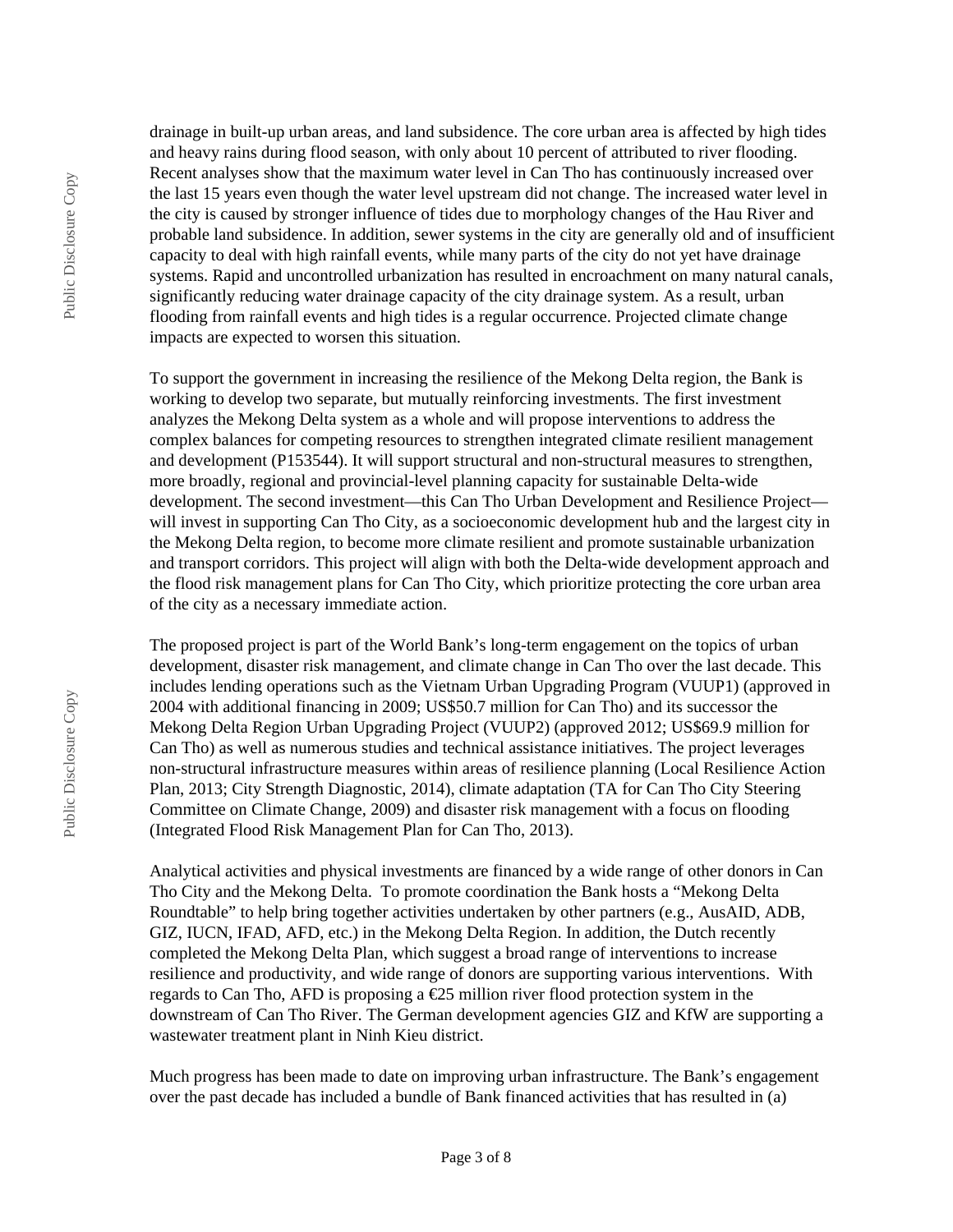drainage in built-up urban areas, and land subsidence. The core urban area is affected by high tides and heavy rains during flood season, with only about 10 percent of attributed to river flooding. Recent analyses show that the maximum water level in Can Tho has continuously increased over the last 15 years even though the water level upstream did not change. The increased water level in the city is caused by stronger influence of tides due to morphology changes of the Hau River and probable land subsidence. In addition, sewer systems in the city are generally old and of insufficient capacity to deal with high rainfall events, while many parts of the city do not yet have drainage systems. Rapid and uncontrolled urbanization has resulted in encroachment on many natural canals, significantly reducing water drainage capacity of the city drainage system. As a result, urban flooding from rainfall events and high tides is a regular occurrence. Projected climate change impacts are expected to worsen this situation.

To support the government in increasing the resilience of the Mekong Delta region, the Bank is working to develop two separate, but mutually reinforcing investments. The first investment analyzes the Mekong Delta system as a whole and will propose interventions to address the complex balances for competing resources to strengthen integrated climate resilient management and development (P153544). It will support structural and non-structural measures to strengthen, more broadly, regional and provincial-level planning capacity for sustainable Delta-wide development. The second investment—this Can Tho Urban Development and Resilience Project—will invest in supporting Can Tho City, as a socioeconomic development hub and the largest city in the Mekong Delta region, to become more climate resilient and promote sustainable urbanization and transport corridors. This project will align with both the Delta-wide development approach and the flood risk management plans for Can Tho City, which prioritize protecting the core urban area of the city as a necessary immediate action.

The proposed project is part of the World Bank's long-term engagement on the topics of urban development, disaster risk management, and climate change in Can Tho over the last decade. This includes lending operations such as the Vietnam Urban Upgrading Program (VUUP1) (approved in 2004 with additional financing in 2009; US$50.7 million for Can Tho) and its successor the Mekong Delta Region Urban Upgrading Project (VUUP2) (approved 2012; US$69.9 million for Can Tho) as well as numerous studies and technical assistance initiatives. The project leverages non-structural infrastructure measures within areas of resilience planning (Local Resilience Action Plan, 2013; City Strength Diagnostic, 2014), climate adaptation (TA for Can Tho City Steering Committee on Climate Change, 2009) and disaster risk management with a focus on flooding (Integrated Flood Risk Management Plan for Can Tho, 2013).

Analytical activities and physical investments are financed by a wide range of other donors in Can Tho City and the Mekong Delta. To promote coordination the Bank hosts a "Mekong Delta Roundtable" to help bring together activities undertaken by other partners (e.g., AusAID, ADB, GIZ, IUCN, IFAD, AFD, etc.) in the Mekong Delta Region. In addition, the Dutch recently completed the Mekong Delta Plan, which suggest a broad range of interventions to increase resilience and productivity, and wide range of donors are supporting various interventions. With regards to Can Tho, AFD is proposing a €25 million river flood protection system in the downstream of Can Tho River. The German development agencies GIZ and KfW are supporting a wastewater treatment plant in Ninh Kieu district.

Much progress has been made to date on improving urban infrastructure. The Bank's engagement over the past decade has included a bundle of Bank financed activities that has resulted in (a)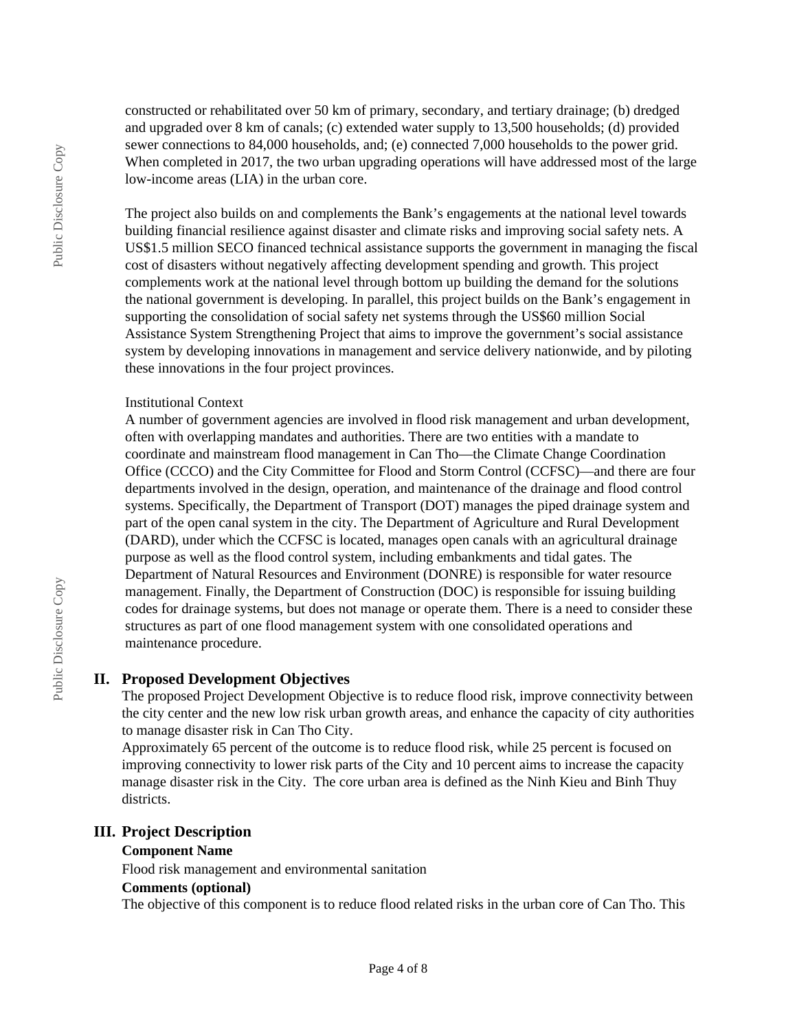constructed or rehabilitated over 50 km of primary, secondary, and tertiary drainage; (b) dredged and upgraded over 8 km of canals; (c) extended water supply to 13,500 households; (d) provided sewer connections to 84,000 households, and; (e) connected 7,000 households to the power grid. When completed in 2017, the two urban upgrading operations will have addressed most of the large low-income areas (LIA) in the urban core.

The project also builds on and complements the Bank's engagements at the national level towards building financial resilience against disaster and climate risks and improving social safety nets. A US$1.5 million SECO financed technical assistance supports the government in managing the fiscal cost of disasters without negatively affecting development spending and growth. This project complements work at the national level through bottom up building the demand for the solutions the national government is developing. In parallel, this project builds on the Bank's engagement in supporting the consolidation of social safety net systems through the US$60 million Social Assistance System Strengthening Project that aims to improve the government's social assistance system by developing innovations in management and service delivery nationwide, and by piloting these innovations in the four project provinces.

Institutional Context

A number of government agencies are involved in flood risk management and urban development, often with overlapping mandates and authorities. There are two entities with a mandate to coordinate and mainstream flood management in Can Tho—the Climate Change Coordination Office (CCCO) and the City Committee for Flood and Storm Control (CCFSC)—and there are four departments involved in the design, operation, and maintenance of the drainage and flood control systems. Specifically, the Department of Transport (DOT) manages the piped drainage system and part of the open canal system in the city. The Department of Agriculture and Rural Development (DARD), under which the CCFSC is located, manages open canals with an agricultural drainage purpose as well as the flood control system, including embankments and tidal gates. The Department of Natural Resources and Environment (DONRE) is responsible for water resource management. Finally, the Department of Construction (DOC) is responsible for issuing building codes for drainage systems, but does not manage or operate them. There is a need to consider these structures as part of one flood management system with one consolidated operations and maintenance procedure.

## II. Proposed Development Objectives

The proposed Project Development Objective is to reduce flood risk, improve connectivity between the city center and the new low risk urban growth areas, and enhance the capacity of city authorities to manage disaster risk in Can Tho City.

Approximately 65 percent of the outcome is to reduce flood risk, while 25 percent is focused on improving connectivity to lower risk parts of the City and 10 percent aims to increase the capacity manage disaster risk in the City. The core urban area is defined as the Ninh Kieu and Binh Thuy districts.

## III. Project Description

**Component Name**

Flood risk management and environmental sanitation

**Comments (optional)**

The objective of this component is to reduce flood related risks in the urban core of Can Tho. This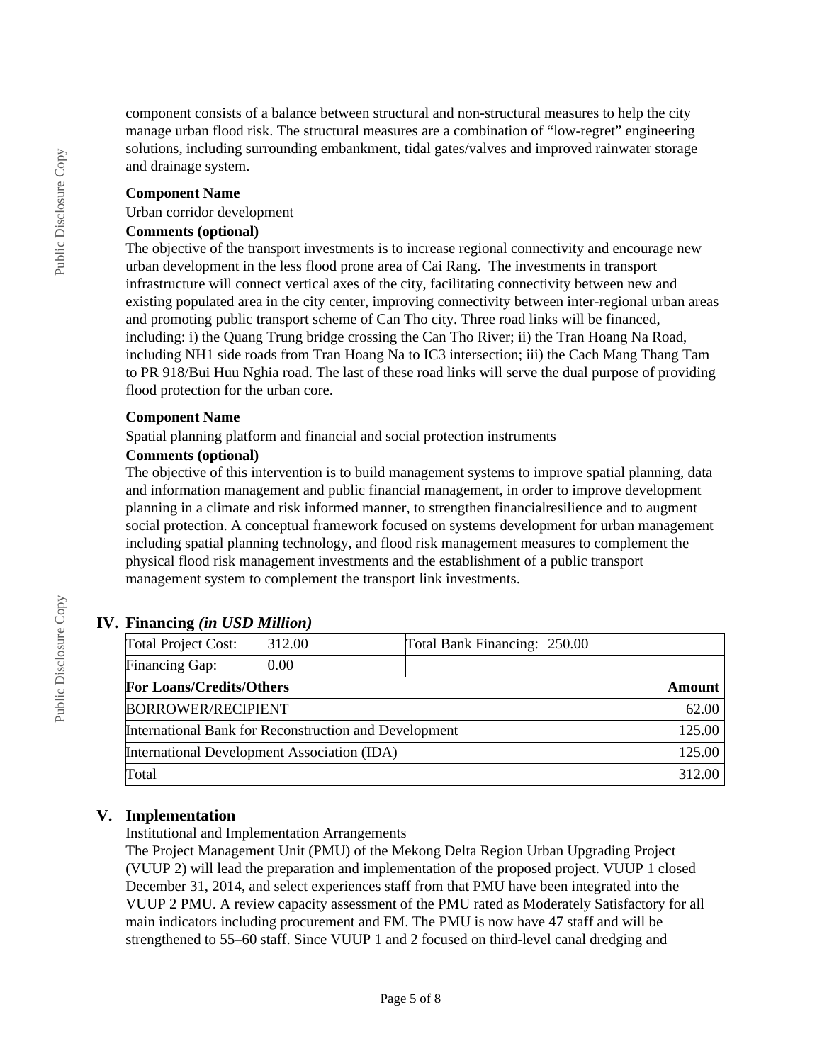component consists of a balance between structural and non-structural measures to help the city manage urban flood risk. The structural measures are a combination of "low-regret" engineering solutions, including surrounding embankment, tidal gates/valves and improved rainwater storage and drainage system.

**Component Name**

Urban corridor development

**Comments (optional)**

The objective of the transport investments is to increase regional connectivity and encourage new urban development in the less flood prone area of Cai Rang. The investments in transport infrastructure will connect vertical axes of the city, facilitating connectivity between new and existing populated area in the city center, improving connectivity between inter-regional urban areas and promoting public transport scheme of Can Tho city. Three road links will be financed, including: i) the Quang Trung bridge crossing the Can Tho River; ii) the Tran Hoang Na Road, including NH1 side roads from Tran Hoang Na to IC3 intersection; iii) the Cach Mang Thang Tam to PR 918/Bui Huu Nghia road. The last of these road links will serve the dual purpose of providing flood protection for the urban core.

**Component Name**

Spatial planning platform and financial and social protection instruments

**Comments (optional)**

The objective of this intervention is to build management systems to improve spatial planning, data and information management and public financial management, in order to improve development planning in a climate and risk informed manner, to strengthen financialresilience and to augment social protection. A conceptual framework focused on systems development for urban management including spatial planning technology, and flood risk management measures to complement the physical flood risk management investments and the establishment of a public transport management system to complement the transport link investments.

## IV. Financing *(in USD Million)*

| Total Project Cost: | 312.00 | Total Bank Financing: | 250.00 |
|---|---|---|---|
| Financing Gap: | 0.00 | | |

| **For Loans/Credits/Others** | **Amount** |
|---|---|
| BORROWER/RECIPIENT | 62.00 |
| International Bank for Reconstruction and Development | 125.00 |
| International Development Association (IDA) | 125.00 |
| Total | 312.00 |

## V. Implementation

Institutional and Implementation Arrangements

The Project Management Unit (PMU) of the Mekong Delta Region Urban Upgrading Project (VUUP 2) will lead the preparation and implementation of the proposed project. VUUP 1 closed December 31, 2014, and select experiences staff from that PMU have been integrated into the VUUP 2 PMU. A review capacity assessment of the PMU rated as Moderately Satisfactory for all main indicators including procurement and FM. The PMU is now have 47 staff and will be strengthened to 55–60 staff. Since VUUP 1 and 2 focused on third-level canal dredging and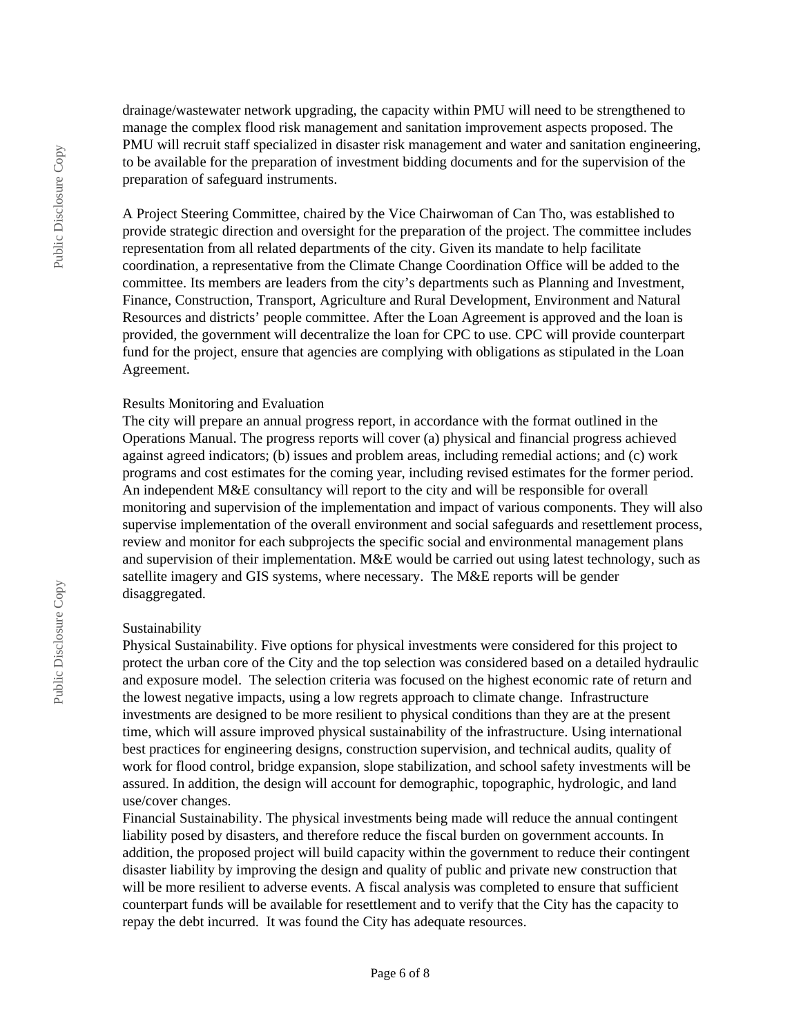drainage/wastewater network upgrading, the capacity within PMU will need to be strengthened to manage the complex flood risk management and sanitation improvement aspects proposed. The PMU will recruit staff specialized in disaster risk management and water and sanitation engineering, to be available for the preparation of investment bidding documents and for the supervision of the preparation of safeguard instruments.

A Project Steering Committee, chaired by the Vice Chairwoman of Can Tho, was established to provide strategic direction and oversight for the preparation of the project. The committee includes representation from all related departments of the city. Given its mandate to help facilitate coordination, a representative from the Climate Change Coordination Office will be added to the committee. Its members are leaders from the city's departments such as Planning and Investment, Finance, Construction, Transport, Agriculture and Rural Development, Environment and Natural Resources and districts' people committee. After the Loan Agreement is approved and the loan is provided, the government will decentralize the loan for CPC to use. CPC will provide counterpart fund for the project, ensure that agencies are complying with obligations as stipulated in the Loan Agreement.

Results Monitoring and Evaluation

The city will prepare an annual progress report, in accordance with the format outlined in the Operations Manual. The progress reports will cover (a) physical and financial progress achieved against agreed indicators; (b) issues and problem areas, including remedial actions; and (c) work programs and cost estimates for the coming year, including revised estimates for the former period. An independent M&E consultancy will report to the city and will be responsible for overall monitoring and supervision of the implementation and impact of various components. They will also supervise implementation of the overall environment and social safeguards and resettlement process, review and monitor for each subprojects the specific social and environmental management plans and supervision of their implementation. M&E would be carried out using latest technology, such as satellite imagery and GIS systems, where necessary. The M&E reports will be gender disaggregated.

Sustainability

Physical Sustainability. Five options for physical investments were considered for this project to protect the urban core of the City and the top selection was considered based on a detailed hydraulic and exposure model. The selection criteria was focused on the highest economic rate of return and the lowest negative impacts, using a low regrets approach to climate change. Infrastructure investments are designed to be more resilient to physical conditions than they are at the present time, which will assure improved physical sustainability of the infrastructure. Using international best practices for engineering designs, construction supervision, and technical audits, quality of work for flood control, bridge expansion, slope stabilization, and school safety investments will be assured. In addition, the design will account for demographic, topographic, hydrologic, and land use/cover changes.

Financial Sustainability. The physical investments being made will reduce the annual contingent liability posed by disasters, and therefore reduce the fiscal burden on government accounts. In addition, the proposed project will build capacity within the government to reduce their contingent disaster liability by improving the design and quality of public and private new construction that will be more resilient to adverse events. A fiscal analysis was completed to ensure that sufficient counterpart funds will be available for resettlement and to verify that the City has the capacity to repay the debt incurred. It was found the City has adequate resources.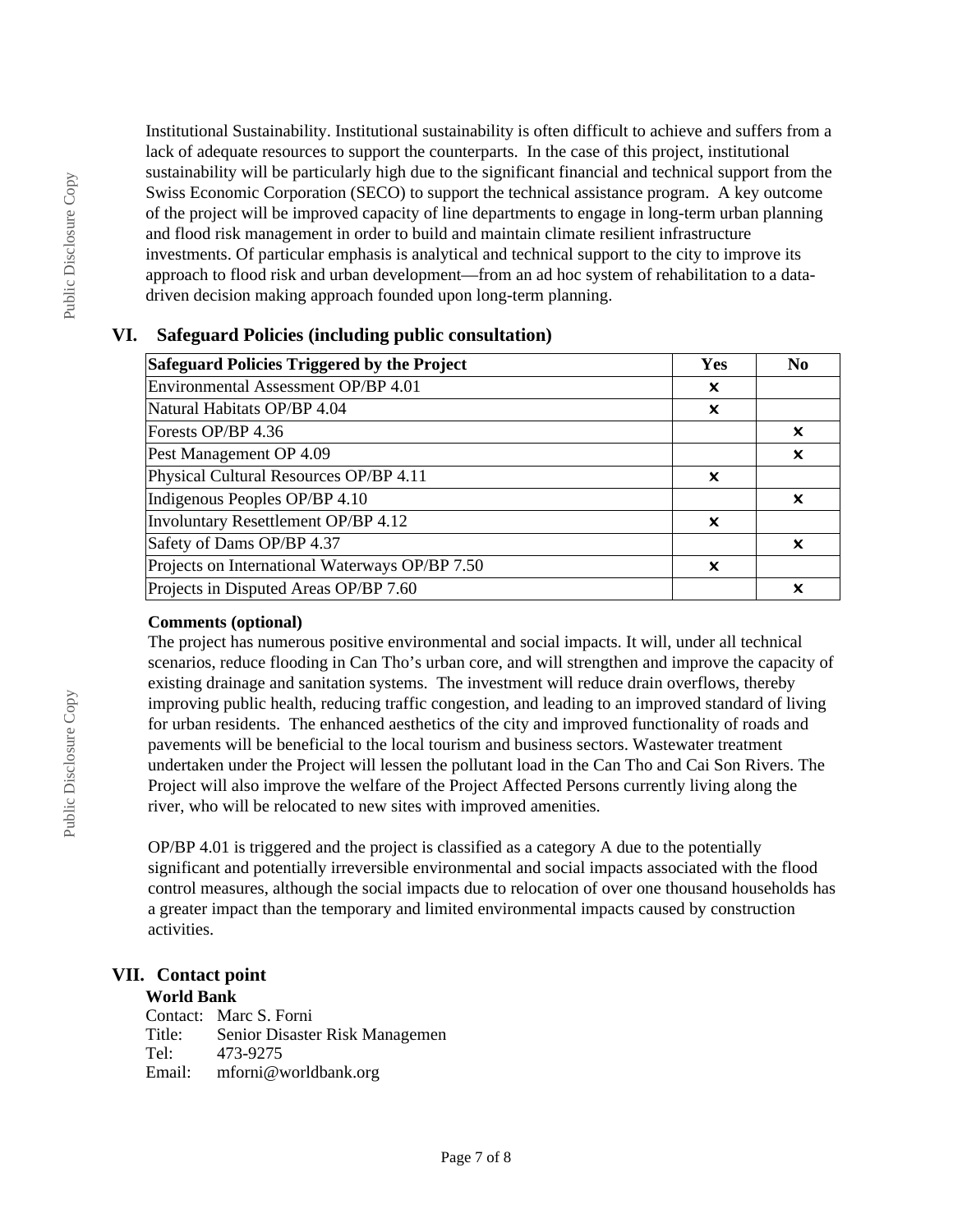Institutional Sustainability. Institutional sustainability is often difficult to achieve and suffers from a lack of adequate resources to support the counterparts. In the case of this project, institutional sustainability will be particularly high due to the significant financial and technical support from the Swiss Economic Corporation (SECO) to support the technical assistance program. A key outcome of the project will be improved capacity of line departments to engage in long-term urban planning and flood risk management in order to build and maintain climate resilient infrastructure investments. Of particular emphasis is analytical and technical support to the city to improve its approach to flood risk and urban development—from an ad hoc system of rehabilitation to a data-driven decision making approach founded upon long-term planning.

## VI. Safeguard Policies (including public consultation)

| Safeguard Policies Triggered by the Project | Yes | No |
|---|---|---|
| Environmental Assessment OP/BP 4.01 | x | |
| Natural Habitats OP/BP 4.04 | x | |
| Forests OP/BP 4.36 | | x |
| Pest Management OP 4.09 | | x |
| Physical Cultural Resources OP/BP 4.11 | x | |
| Indigenous Peoples OP/BP 4.10 | | x |
| Involuntary Resettlement OP/BP 4.12 | x | |
| Safety of Dams OP/BP 4.37 | | x |
| Projects on International Waterways OP/BP 7.50 | x | |
| Projects in Disputed Areas OP/BP 7.60 | | x |

**Comments (optional)**

The project has numerous positive environmental and social impacts. It will, under all technical scenarios, reduce flooding in Can Tho's urban core, and will strengthen and improve the capacity of existing drainage and sanitation systems. The investment will reduce drain overflows, thereby improving public health, reducing traffic congestion, and leading to an improved standard of living for urban residents. The enhanced aesthetics of the city and improved functionality of roads and pavements will be beneficial to the local tourism and business sectors. Wastewater treatment undertaken under the Project will lessen the pollutant load in the Can Tho and Cai Son Rivers. The Project will also improve the welfare of the Project Affected Persons currently living along the river, who will be relocated to new sites with improved amenities.

OP/BP 4.01 is triggered and the project is classified as a category A due to the potentially significant and potentially irreversible environmental and social impacts associated with the flood control measures, although the social impacts due to relocation of over one thousand households has a greater impact than the temporary and limited environmental impacts caused by construction activities.

## VII. Contact point

**World Bank**

Contact: Marc S. Forni
Title: Senior Disaster Risk Managemen
Tel: 473-9275
Email: mforni@worldbank.org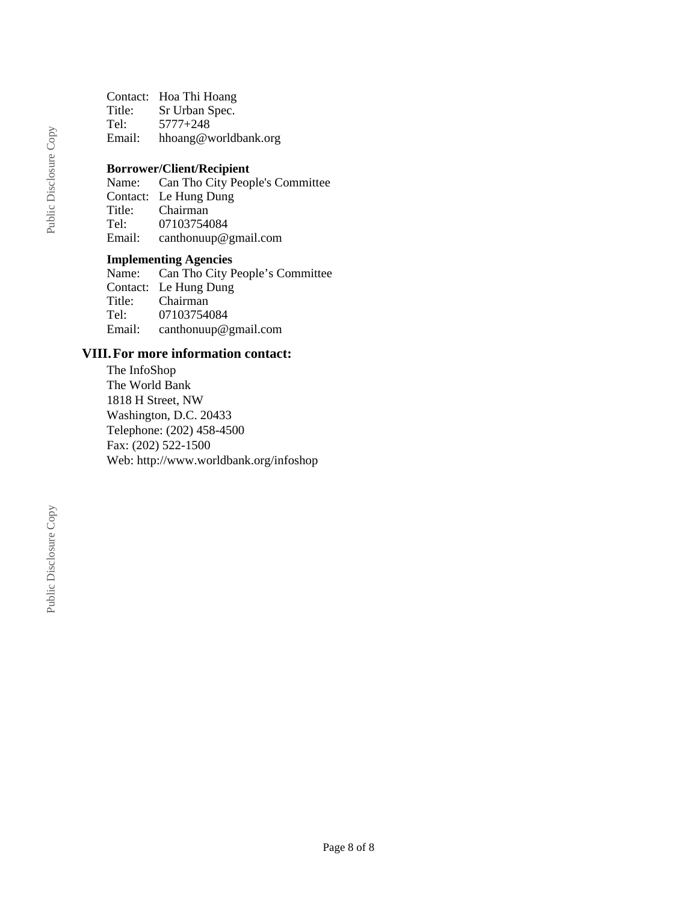Contact: Hoa Thi Hoang
Title: Sr Urban Spec.
Tel: 5777+248
Email: hhoang@worldbank.org

**Borrower/Client/Recipient**
Name: Can Tho City People's Committee
Contact: Le Hung Dung
Title: Chairman
Tel: 07103754084
Email: canthonuup@gmail.com

**Implementing Agencies**
Name: Can Tho City People’s Committee
Contact: Le Hung Dung
Title: Chairman
Tel: 07103754084
Email: canthonuup@gmail.com

## VIII. For more information contact:

The InfoShop
The World Bank
1818 H Street, NW
Washington, D.C. 20433
Telephone: (202) 458-4500
Fax: (202) 522-1500
Web: http://www.worldbank.org/infoshop